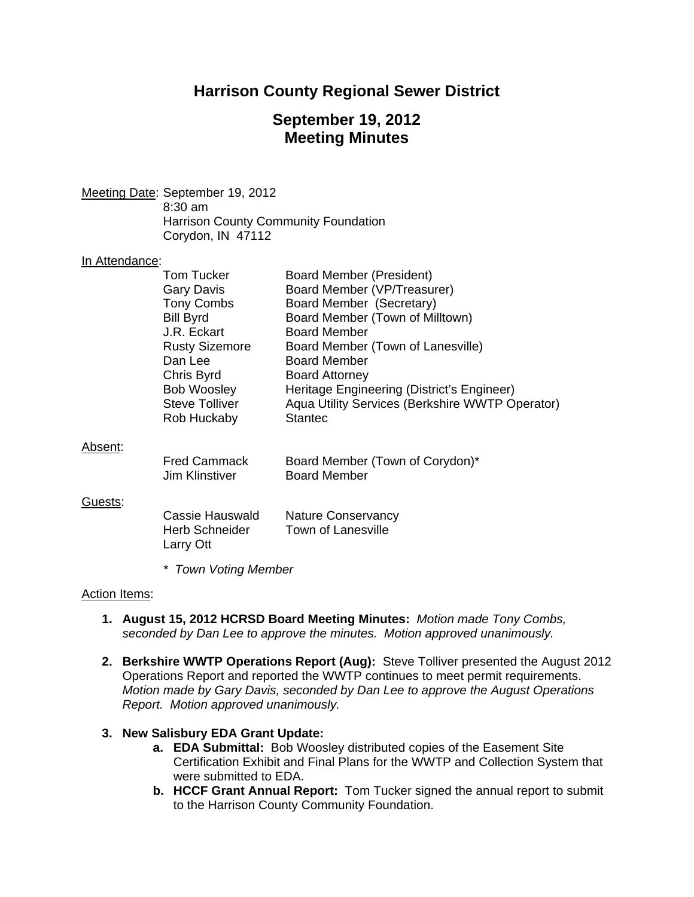# Harrison County Regional Sewer District

## September 19, 2012
## Meeting Minutes

Meeting Date: September 19, 2012
8:30 am
Harrison County Community Foundation
Corydon, IN 47112

In Attendance:

| | |
|---|---|
| Tom Tucker | Board Member (President) |
| Gary Davis | Board Member (VP/Treasurer) |
| Tony Combs | Board Member (Secretary) |
| Bill Byrd | Board Member (Town of Milltown) |
| J.R. Eckart | Board Member |
| Rusty Sizemore | Board Member (Town of Lanesville) |
| Dan Lee | Board Member |
| Chris Byrd | Board Attorney |
| Bob Woosley | Heritage Engineering (District's Engineer) |
| Steve Tolliver | Aqua Utility Services (Berkshire WWTP Operator) |
| Rob Huckaby | Stantec |

Absent:

| | |
|---|---|
| Fred Cammack | Board Member (Town of Corydon)* |
| Jim Klinstiver | Board Member |

Guests:

| | |
|---|---|
| Cassie Hauswald | Nature Conservancy |
| Herb Schneider | Town of Lanesville |
| Larry Ott | |

*\* Town Voting Member*

Action Items:

1. **August 15, 2012 HCRSD Board Meeting Minutes:** *Motion made Tony Combs, seconded by Dan Lee to approve the minutes. Motion approved unanimously.*

2. **Berkshire WWTP Operations Report (Aug):** Steve Tolliver presented the August 2012 Operations Report and reported the WWTP continues to meet permit requirements. *Motion made by Gary Davis, seconded by Dan Lee to approve the August Operations Report. Motion approved unanimously.*

3. **New Salisbury EDA Grant Update:**
   a. **EDA Submittal:** Bob Woosley distributed copies of the Easement Site Certification Exhibit and Final Plans for the WWTP and Collection System that were submitted to EDA.
   b. **HCCF Grant Annual Report:** Tom Tucker signed the annual report to submit to the Harrison County Community Foundation.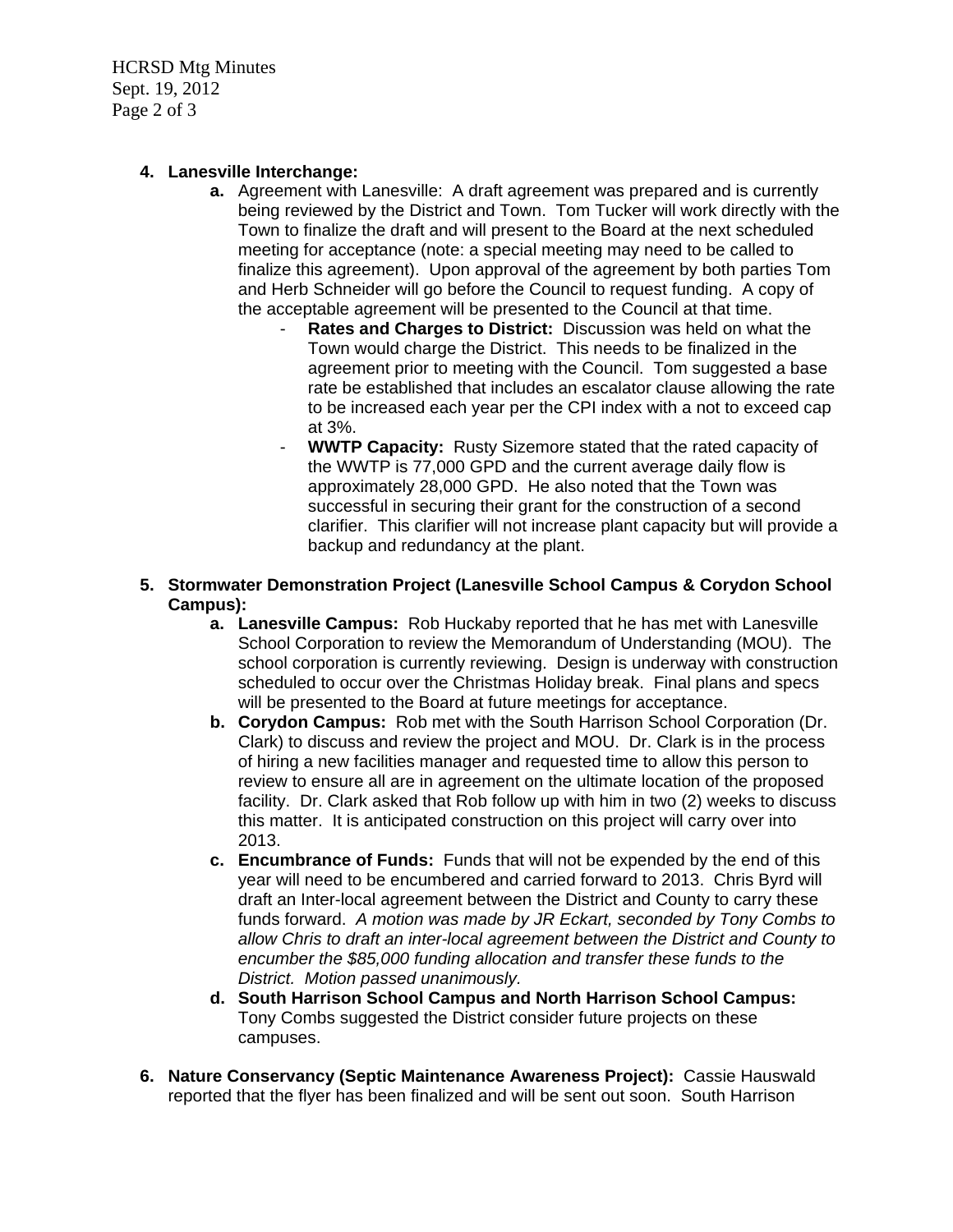4. **Lanesville Interchange:**
   - **a.** Agreement with Lanesville: A draft agreement was prepared and is currently being reviewed by the District and Town. Tom Tucker will work directly with the Town to finalize the draft and will present to the Board at the next scheduled meeting for acceptance (note: a special meeting may need to be called to finalize this agreement). Upon approval of the agreement by both parties Tom and Herb Schneider will go before the Council to request funding. A copy of the acceptable agreement will be presented to the Council at that time.
     - **Rates and Charges to District:** Discussion was held on what the Town would charge the District. This needs to be finalized in the agreement prior to meeting with the Council. Tom suggested a base rate be established that includes an escalator clause allowing the rate to be increased each year per the CPI index with a not to exceed cap at 3%.
     - **WWTP Capacity:** Rusty Sizemore stated that the rated capacity of the WWTP is 77,000 GPD and the current average daily flow is approximately 28,000 GPD. He also noted that the Town was successful in securing their grant for the construction of a second clarifier. This clarifier will not increase plant capacity but will provide a backup and redundancy at the plant.

5. **Stormwater Demonstration Project (Lanesville School Campus & Corydon School Campus):**
   - **a. Lanesville Campus:** Rob Huckaby reported that he has met with Lanesville School Corporation to review the Memorandum of Understanding (MOU). The school corporation is currently reviewing. Design is underway with construction scheduled to occur over the Christmas Holiday break. Final plans and specs will be presented to the Board at future meetings for acceptance.
   - **b. Corydon Campus:** Rob met with the South Harrison School Corporation (Dr. Clark) to discuss and review the project and MOU. Dr. Clark is in the process of hiring a new facilities manager and requested time to allow this person to review to ensure all are in agreement on the ultimate location of the proposed facility. Dr. Clark asked that Rob follow up with him in two (2) weeks to discuss this matter. It is anticipated construction on this project will carry over into 2013.
   - **c. Encumbrance of Funds:** Funds that will not be expended by the end of this year will need to be encumbered and carried forward to 2013. Chris Byrd will draft an Inter-local agreement between the District and County to carry these funds forward. *A motion was made by JR Eckart, seconded by Tony Combs to allow Chris to draft an inter-local agreement between the District and County to encumber the $85,000 funding allocation and transfer these funds to the District. Motion passed unanimously.*
   - **d. South Harrison School Campus and North Harrison School Campus:** Tony Combs suggested the District consider future projects on these campuses.

6. **Nature Conservancy (Septic Maintenance Awareness Project):** Cassie Hauswald reported that the flyer has been finalized and will be sent out soon. South Harrison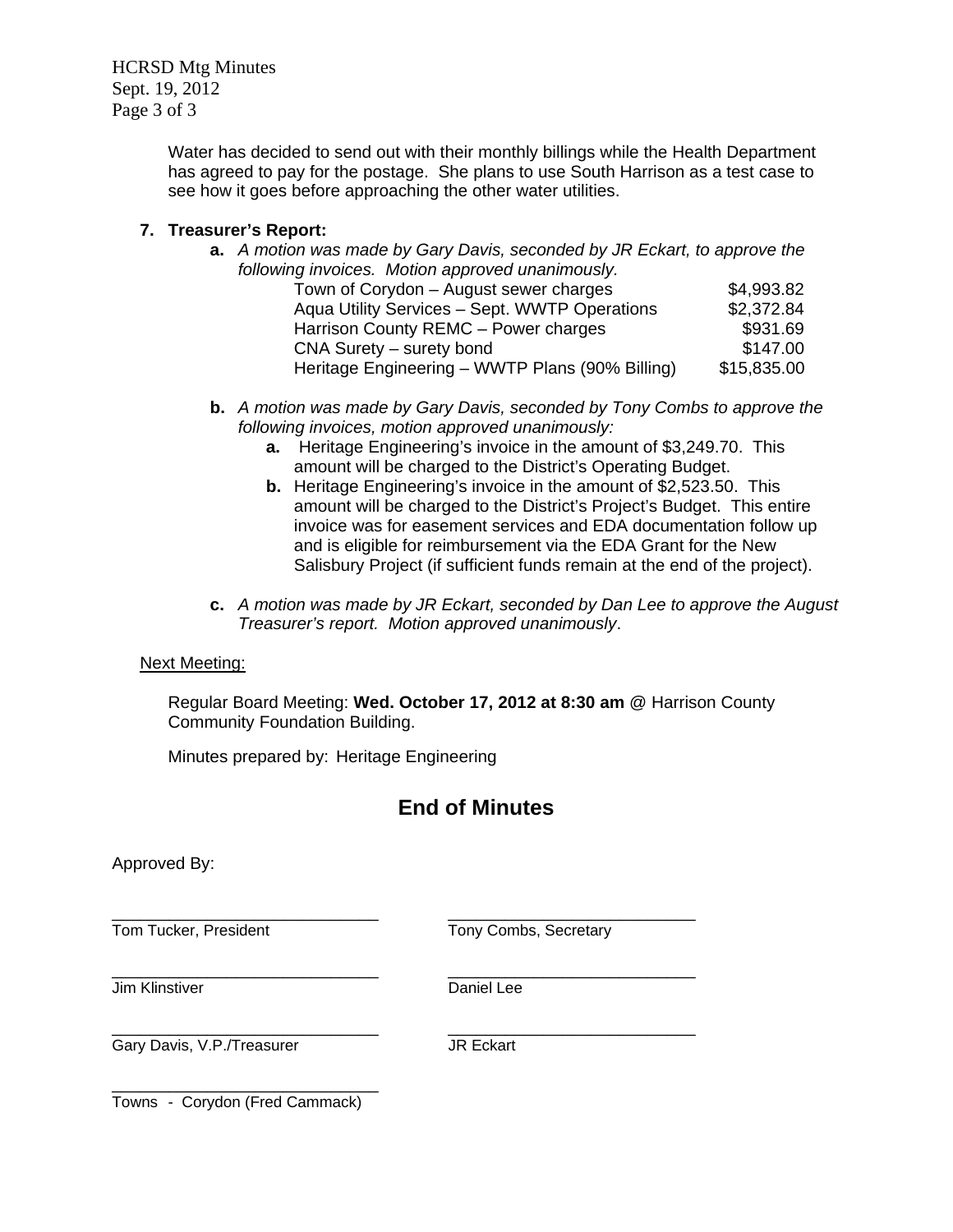Water has decided to send out with their monthly billings while the Health Department has agreed to pay for the postage. She plans to use South Harrison as a test case to see how it goes before approaching the other water utilities.

7. **Treasurer's Report:**
   - **a.** *A motion was made by Gary Davis, seconded by JR Eckart, to approve the following invoices. Motion approved unanimously.*

| | |
|---|---|
| Town of Corydon – August sewer charges | $4,993.82 |
| Aqua Utility Services – Sept. WWTP Operations | $2,372.84 |
| Harrison County REMC – Power charges | $931.69 |
| CNA Surety – surety bond | $147.00 |
| Heritage Engineering – WWTP Plans (90% Billing) | $15,835.00 |

   - **b.** *A motion was made by Gary Davis, seconded by Tony Combs to approve the following invoices, motion approved unanimously:*
     - **a.** Heritage Engineering's invoice in the amount of $3,249.70. This amount will be charged to the District's Operating Budget.
     - **b.** Heritage Engineering's invoice in the amount of $2,523.50. This amount will be charged to the District's Project's Budget. This entire invoice was for easement services and EDA documentation follow up and is eligible for reimbursement via the EDA Grant for the New Salisbury Project (if sufficient funds remain at the end of the project).
   - **c.** *A motion was made by JR Eckart, seconded by Dan Lee to approve the August Treasurer's report. Motion approved unanimously*.

Next Meeting:

Regular Board Meeting: **Wed. October 17, 2012 at 8:30 am** @ Harrison County Community Foundation Building.

Minutes prepared by: Heritage Engineering

## End of Minutes

Approved By:

| | |
|---|---|
| ______________________________ | ______________________________ |
| Tom Tucker, President | Tony Combs, Secretary |
| ______________________________ | ______________________________ |
| Jim Klinstiver | Daniel Lee |
| ______________________________ | ______________________________ |
| Gary Davis, V.P./Treasurer | JR Eckart |
| ______________________________ | |
| Towns - Corydon (Fred Cammack) | |